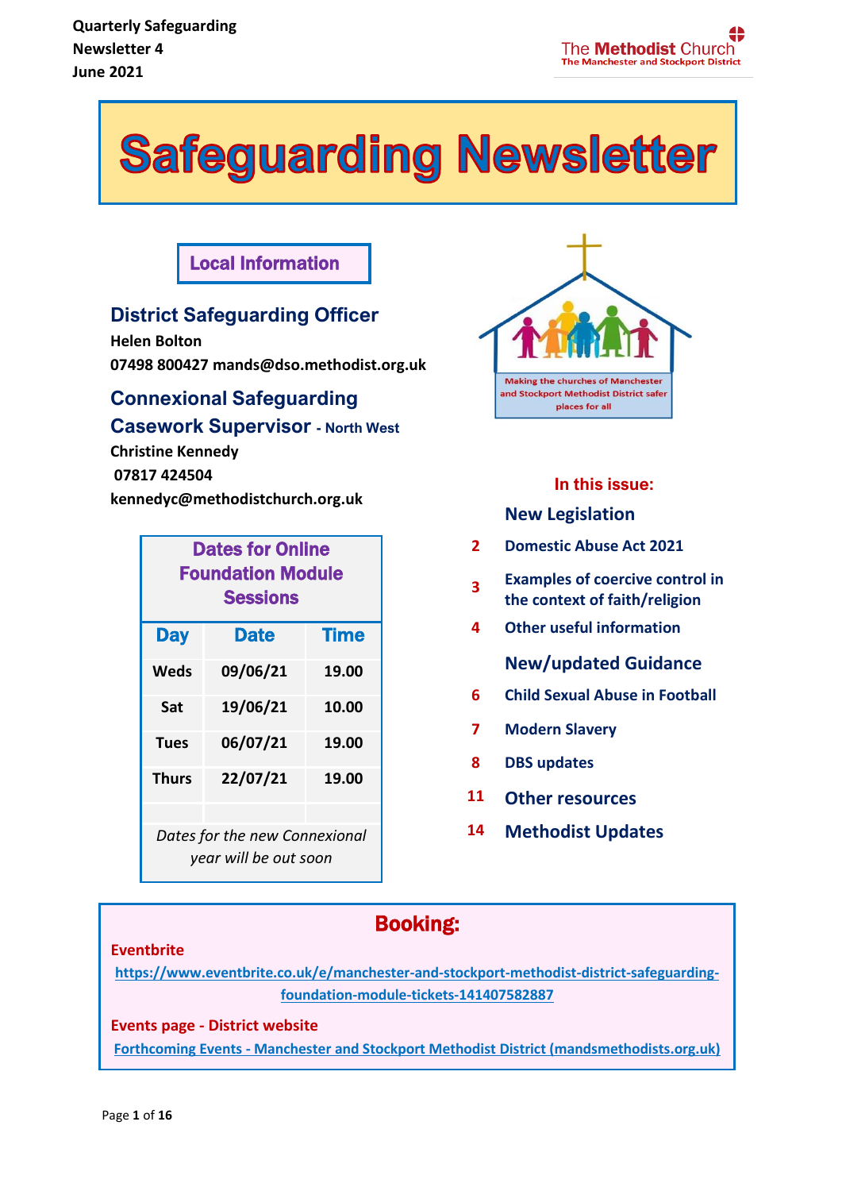Quarterly Safeguarding Newsletter 4
June 2021

The Methodist Church
The Manchester and Stockport District

# Safeguarding Newsletter

## Local Information

### District Safeguarding Officer

**Helen Bolton**
**07498 800427 mands@dso.methodist.org.uk**

### Connexional Safeguarding Casework Supervisor - North West

**Christine Kennedy**
**07817 424504**
**kennedyc@methodistchurch.org.uk**

Making the churches of Manchester and Stockport Methodist District safer places for all

| Dates for Online Foundation Module Sessions | | |
|---|---|---|
| **Day** | **Date** | **Time** |
| Weds | 09/06/21 | 19.00 |
| Sat | 19/06/21 | 10.00 |
| Tues | 06/07/21 | 19.00 |
| Thurs | 22/07/21 | 19.00 |
| *Dates for the new Connexional year will be out soon* | | |

**In this issue:**

**New Legislation**

- 2 Domestic Abuse Act 2021
- 3 Examples of coercive control in the context of faith/religion
- 4 Other useful information

**New/updated Guidance**

- 6 Child Sexual Abuse in Football
- 7 Modern Slavery
- 8 DBS updates
- 11 Other resources
- 14 Methodist Updates

## Booking:

**Eventbrite**

https://www.eventbrite.co.uk/e/manchester-and-stockport-methodist-district-safeguarding-foundation-module-tickets-141407582887

**Events page - District website**

Forthcoming Events - Manchester and Stockport Methodist District (mandsmethodists.org.uk)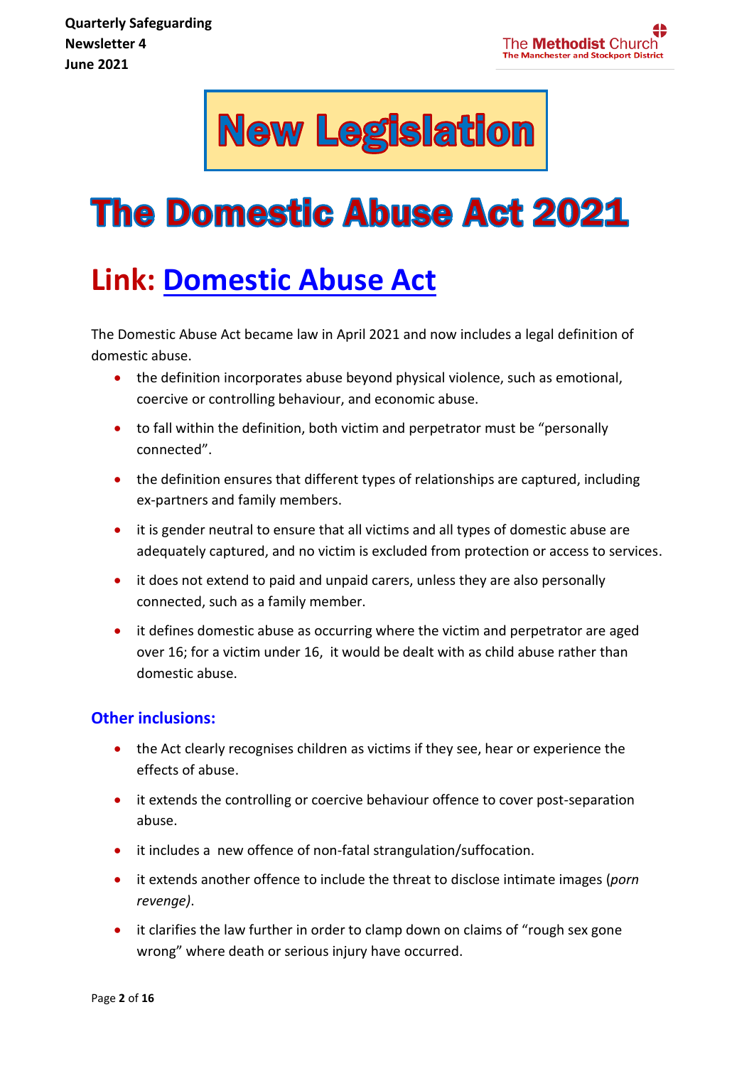# New Legislation

# The Domestic Abuse Act 2021

## Link: Domestic Abuse Act

The Domestic Abuse Act became law in April 2021 and now includes a legal definition of domestic abuse.

- the definition incorporates abuse beyond physical violence, such as emotional, coercive or controlling behaviour, and economic abuse.
- to fall within the definition, both victim and perpetrator must be "personally connected".
- the definition ensures that different types of relationships are captured, including ex-partners and family members.
- it is gender neutral to ensure that all victims and all types of domestic abuse are adequately captured, and no victim is excluded from protection or access to services.
- it does not extend to paid and unpaid carers, unless they are also personally connected, such as a family member.
- it defines domestic abuse as occurring where the victim and perpetrator are aged over 16; for a victim under 16, it would be dealt with as child abuse rather than domestic abuse.

### Other inclusions:

- the Act clearly recognises children as victims if they see, hear or experience the effects of abuse.
- it extends the controlling or coercive behaviour offence to cover post-separation abuse.
- it includes a new offence of non-fatal strangulation/suffocation.
- it extends another offence to include the threat to disclose intimate images (*porn revenge).*
- it clarifies the law further in order to clamp down on claims of "rough sex gone wrong" where death or serious injury have occurred.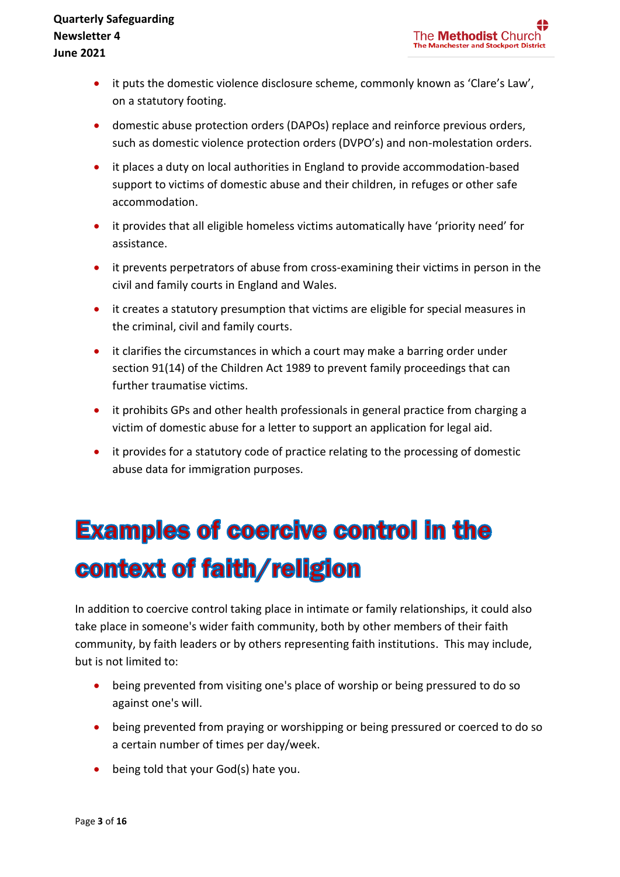- it puts the domestic violence disclosure scheme, commonly known as ‘Clare’s Law’, on a statutory footing.
- domestic abuse protection orders (DAPOs) replace and reinforce previous orders, such as domestic violence protection orders (DVPO’s) and non-molestation orders.
- it places a duty on local authorities in England to provide accommodation-based support to victims of domestic abuse and their children, in refuges or other safe accommodation.
- it provides that all eligible homeless victims automatically have ‘priority need’ for assistance.
- it prevents perpetrators of abuse from cross-examining their victims in person in the civil and family courts in England and Wales.
- it creates a statutory presumption that victims are eligible for special measures in the criminal, civil and family courts.
- it clarifies the circumstances in which a court may make a barring order under section 91(14) of the Children Act 1989 to prevent family proceedings that can further traumatise victims.
- it prohibits GPs and other health professionals in general practice from charging a victim of domestic abuse for a letter to support an application for legal aid.
- it provides for a statutory code of practice relating to the processing of domestic abuse data for immigration purposes.

# Examples of coercive control in the context of faith/religion

In addition to coercive control taking place in intimate or family relationships, it could also take place in someone's wider faith community, both by other members of their faith community, by faith leaders or by others representing faith institutions.  This may include, but is not limited to:

- being prevented from visiting one's place of worship or being pressured to do so against one's will.
- being prevented from praying or worshipping or being pressured or coerced to do so a certain number of times per day/week.
- being told that your God(s) hate you.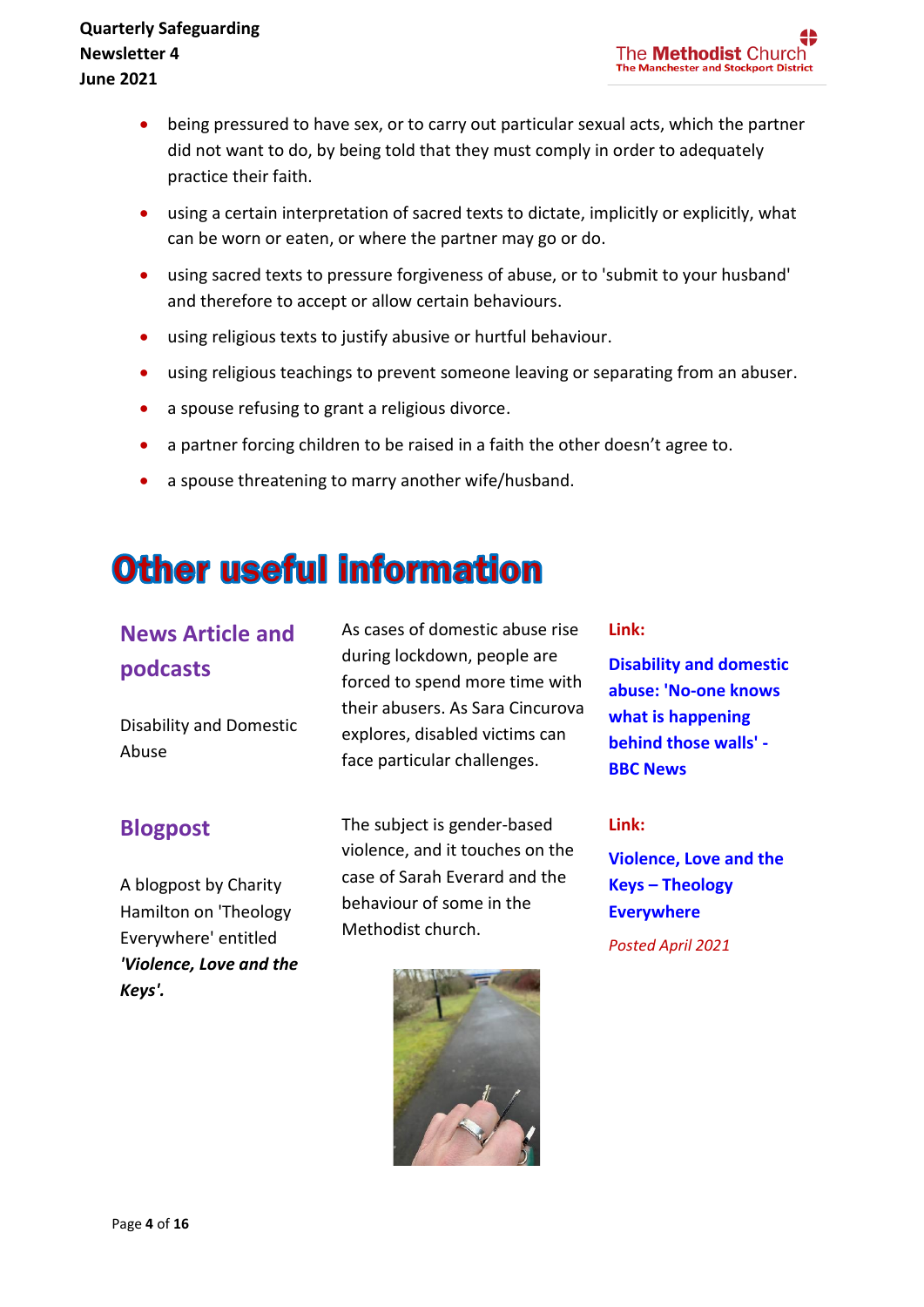- being pressured to have sex, or to carry out particular sexual acts, which the partner did not want to do, by being told that they must comply in order to adequately practice their faith.
- using a certain interpretation of sacred texts to dictate, implicitly or explicitly, what can be worn or eaten, or where the partner may go or do.
- using sacred texts to pressure forgiveness of abuse, or to 'submit to your husband' and therefore to accept or allow certain behaviours.
- using religious texts to justify abusive or hurtful behaviour.
- using religious teachings to prevent someone leaving or separating from an abuser.
- a spouse refusing to grant a religious divorce.
- a partner forcing children to be raised in a faith the other doesn't agree to.
- a spouse threatening to marry another wife/husband.

# Other useful information

## News Article and podcasts

Disability and Domestic Abuse

As cases of domestic abuse rise during lockdown, people are forced to spend more time with their abusers. As Sara Cincurova explores, disabled victims can face particular challenges.

**Link:**

**Disability and domestic abuse: 'No-one knows what is happening behind those walls' - BBC News**

## Blogpost

A blogpost by Charity Hamilton on 'Theology Everywhere' entitled ***'Violence, Love and the Keys'.***

The subject is gender-based violence, and it touches on the case of Sarah Everard and the behaviour of some in the Methodist church.

**Link:**

**Violence, Love and the Keys – Theology Everywhere**

*Posted April 2021*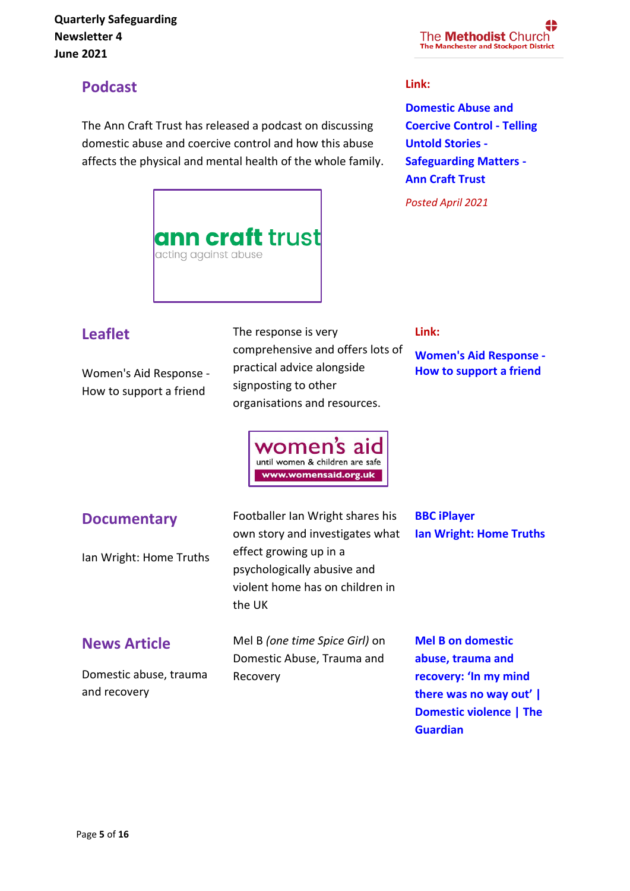## Podcast

The Ann Craft Trust has released a podcast on discussing domestic abuse and coercive control and how this abuse affects the physical and mental health of the whole family.

**Link:**

**Domestic Abuse and Coercive Control - Telling Untold Stories - Safeguarding Matters - Ann Craft Trust**

*Posted April 2021*

ann craft trust
acting against abuse

## Leaflet

Women's Aid Response - How to support a friend

The response is very comprehensive and offers lots of practical advice alongside signposting to other organisations and resources.

**Link:**

**Women's Aid Response - How to support a friend**

women's aid
until women & children are safe
www.womensaid.org.uk

## Documentary

Ian Wright: Home Truths

Footballer Ian Wright shares his own story and investigates what effect growing up in a psychologically abusive and violent home has on children in the UK

**BBC iPlayer**
**Ian Wright: Home Truths**

## News Article

Domestic abuse, trauma and recovery

Mel B *(one time Spice Girl)* on Domestic Abuse, Trauma and Recovery

**Mel B on domestic abuse, trauma and recovery: 'In my mind there was no way out' | Domestic violence | The Guardian**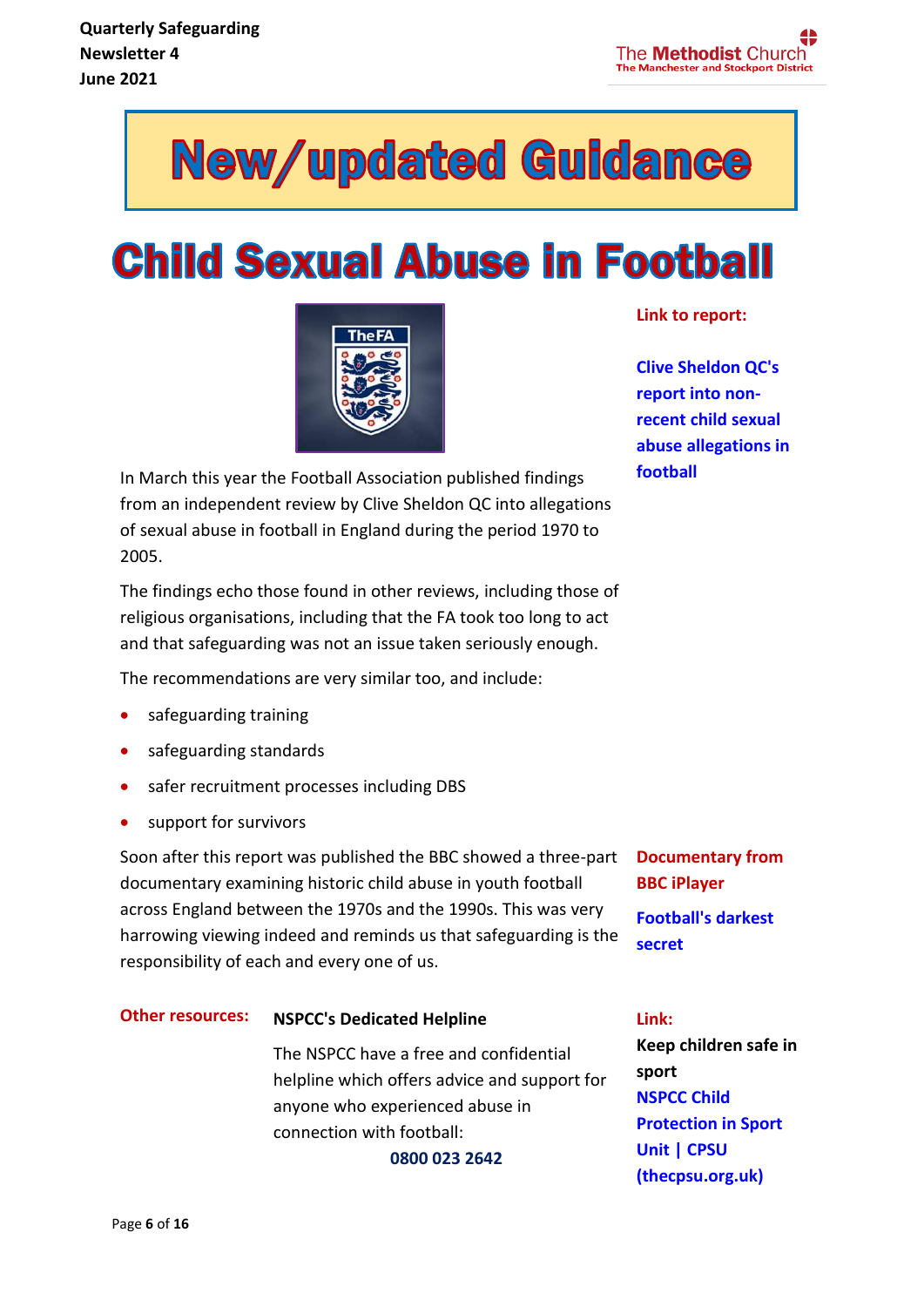# New/updated Guidance

# Child Sexual Abuse in Football

**Link to report:**

**Clive Sheldon QC's report into non-recent child sexual abuse allegations in football**

In March this year the Football Association published findings from an independent review by Clive Sheldon QC into allegations of sexual abuse in football in England during the period 1970 to 2005.

The findings echo those found in other reviews, including those of religious organisations, including that the FA took too long to act and that safeguarding was not an issue taken seriously enough.

The recommendations are very similar too, and include:

- safeguarding training
- safeguarding standards
- safer recruitment processes including DBS
- support for survivors

Soon after this report was published the BBC showed a three-part documentary examining historic child abuse in youth football across England between the 1970s and the 1990s. This was very harrowing viewing indeed and reminds us that safeguarding is the responsibility of each and every one of us.

**Documentary from BBC iPlayer**

**Football's darkest secret**

**Other resources:**

**NSPCC's Dedicated Helpline**

The NSPCC have a free and confidential helpline which offers advice and support for anyone who experienced abuse in connection with football:

**0800 023 2642**

**Link:**

**Keep children safe in sport**

**NSPCC Child Protection in Sport Unit | CPSU (thecpsu.org.uk)**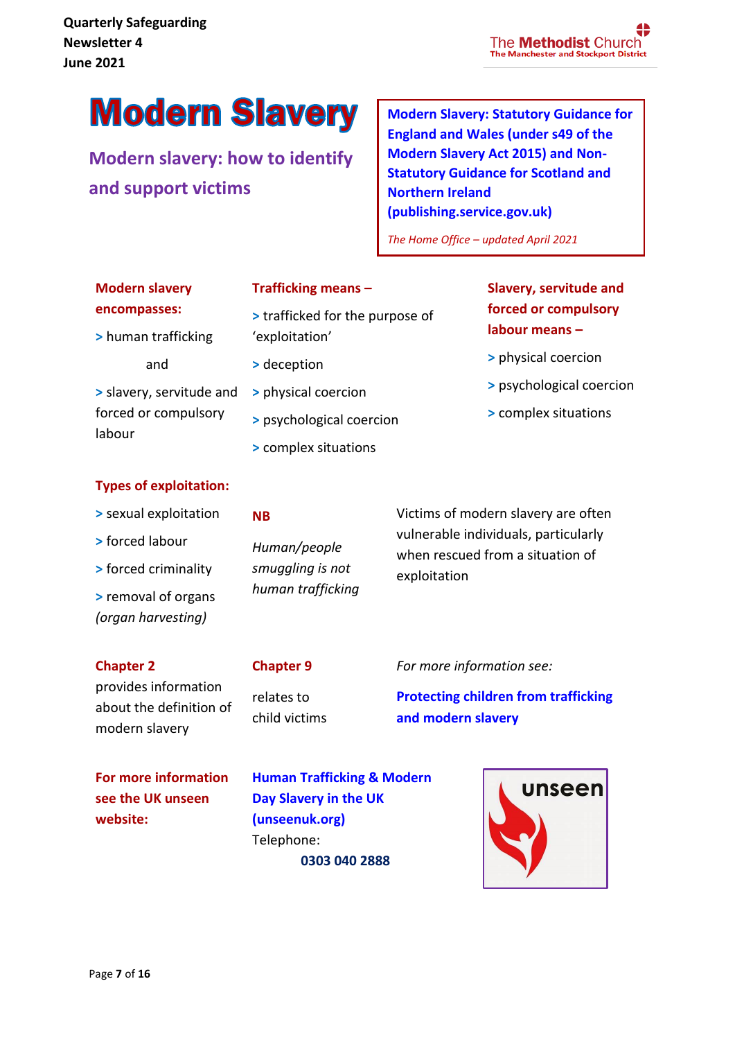Quarterly Safeguarding Newsletter 4
June 2021

The Methodist Church
The Manchester and Stockport District

# Modern Slavery

## Modern slavery: how to identify and support victims

**Modern Slavery: Statutory Guidance for England and Wales (under s49 of the Modern Slavery Act 2015) and Non-Statutory Guidance for Scotland and Northern Ireland (publishing.service.gov.uk)**

*The Home Office – updated April 2021*

**Modern slavery encompasses:**

> human trafficking

and

> slavery, servitude and forced or compulsory labour

**Trafficking means –**

> trafficked for the purpose of 'exploitation'

> deception

> physical coercion

> psychological coercion

> complex situations

**Slavery, servitude and forced or compulsory labour means –**

> physical coercion

> psychological coercion

> complex situations

**Types of exploitation:**

> sexual exploitation

> forced labour

> forced criminality

> removal of organs *(organ harvesting)*

**NB**

*Human/people smuggling is not human trafficking*

Victims of modern slavery are often vulnerable individuals, particularly when rescued from a situation of exploitation

**Chapter 2** provides information about the definition of modern slavery

**Chapter 9** relates to child victims

*For more information see:*

**Protecting children from trafficking and modern slavery**

**For more information see the UK unseen website:**

**Human Trafficking & Modern Day Slavery in the UK (unseenuk.org)**

Telephone:

**0303 040 2888**

unseen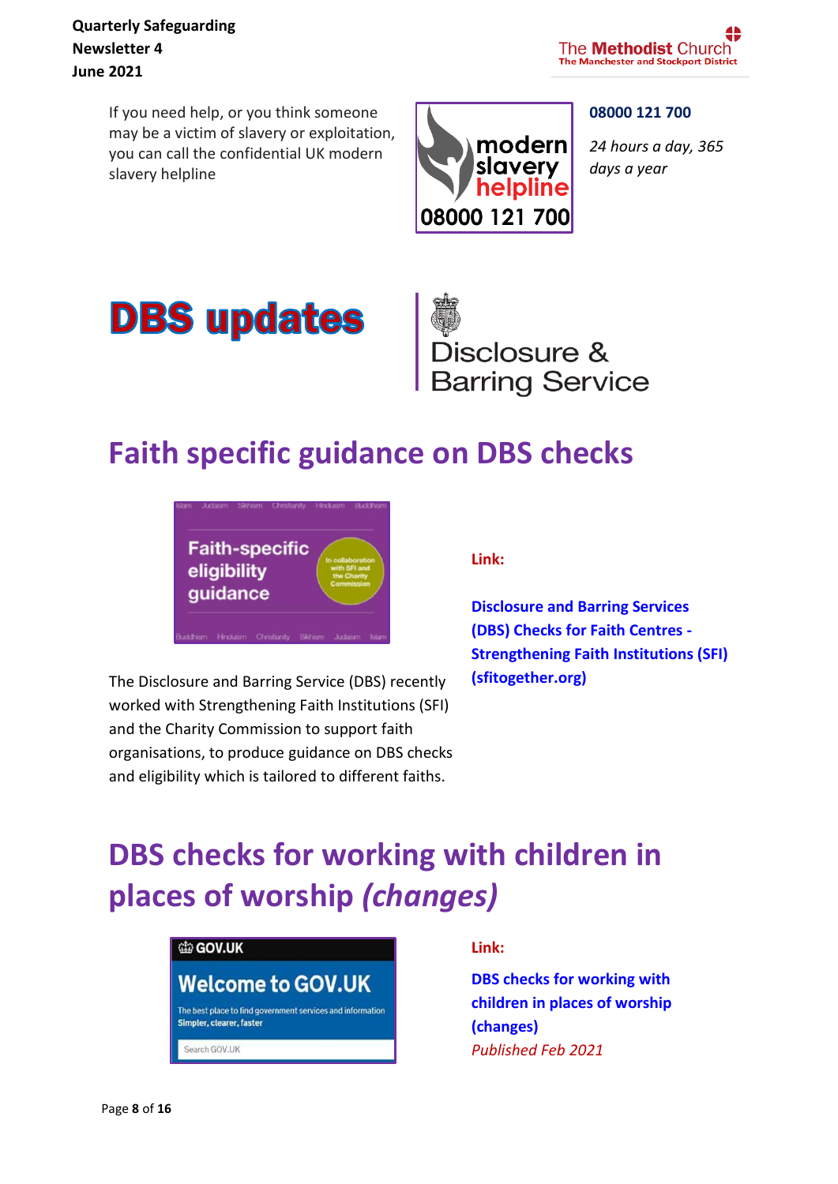If you need help, or you think someone may be a victim of slavery or exploitation, you can call the confidential UK modern slavery helpline

**08000 121 700**

*24 hours a day, 365 days a year*

# DBS updates

## Faith specific guidance on DBS checks

The Disclosure and Barring Service (DBS) recently worked with Strengthening Faith Institutions (SFI) and the Charity Commission to support faith organisations, to produce guidance on DBS checks and eligibility which is tailored to different faiths.

**Link:**

**Disclosure and Barring Services (DBS) Checks for Faith Centres - Strengthening Faith Institutions (SFI) (sfitogether.org)**

## DBS checks for working with children in places of worship *(changes)*

**Link:**

**DBS checks for working with children in places of worship (changes)**

*Published Feb 2021*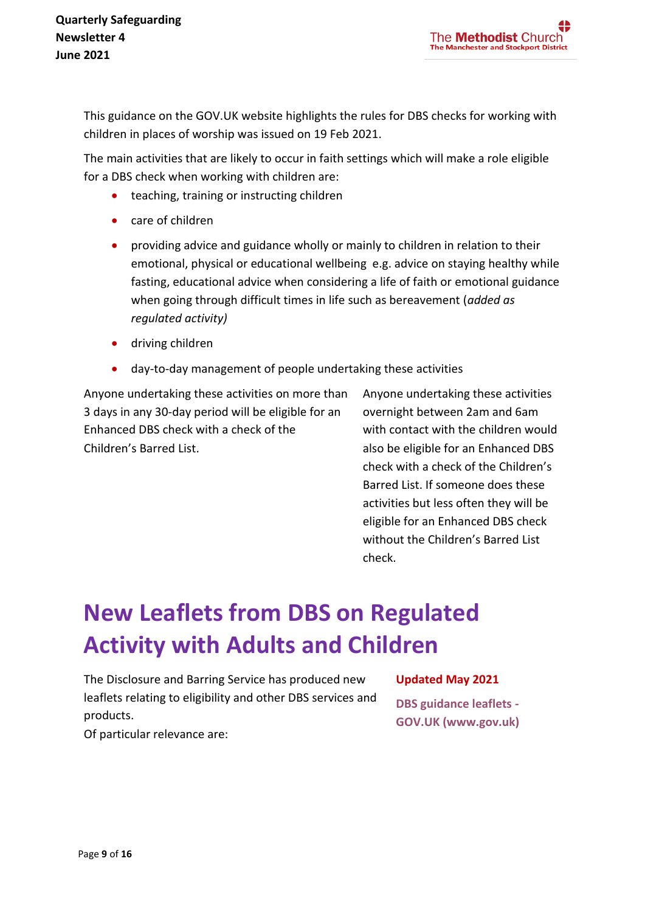This guidance on the GOV.UK website highlights the rules for DBS checks for working with children in places of worship was issued on 19 Feb 2021.

The main activities that are likely to occur in faith settings which will make a role eligible for a DBS check when working with children are:

- teaching, training or instructing children
- care of children
- providing advice and guidance wholly or mainly to children in relation to their emotional, physical or educational wellbeing e.g. advice on staying healthy while fasting, educational advice when considering a life of faith or emotional guidance when going through difficult times in life such as bereavement (*added as regulated activity)*
- driving children
- day-to-day management of people undertaking these activities

Anyone undertaking these activities on more than 3 days in any 30-day period will be eligible for an Enhanced DBS check with a check of the Children's Barred List.

Anyone undertaking these activities overnight between 2am and 6am with contact with the children would also be eligible for an Enhanced DBS check with a check of the Children's Barred List. If someone does these activities but less often they will be eligible for an Enhanced DBS check without the Children's Barred List check.

# New Leaflets from DBS on Regulated Activity with Adults and Children

The Disclosure and Barring Service has produced new leaflets relating to eligibility and other DBS services and products.
Of particular relevance are:

**Updated May 2021**

**DBS guidance leaflets - GOV.UK (www.gov.uk)**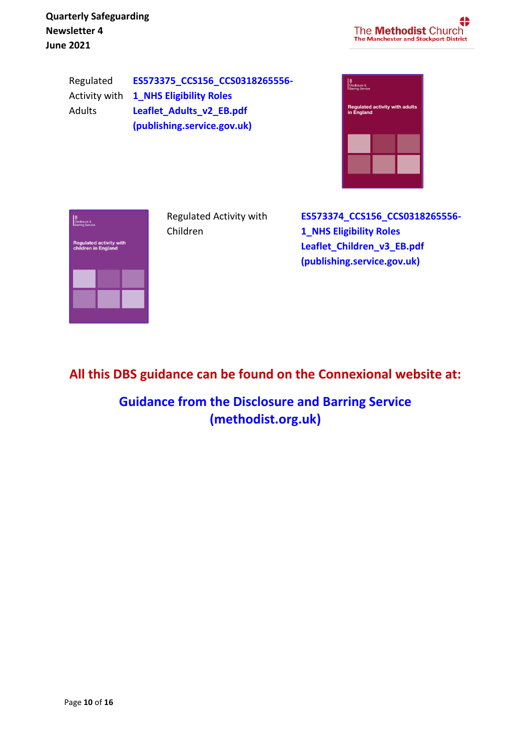Regulated Activity with Adults **ES573375_CCS156_CCS0318265556-1_NHS Eligibility Roles Leaflet_Adults_v2_EB.pdf (publishing.service.gov.uk)**

Regulated Activity with Children **ES573374_CCS156_CCS0318265556-1_NHS Eligibility Roles Leaflet_Children_v3_EB.pdf (publishing.service.gov.uk)**

**All this DBS guidance can be found on the Connexional website at:**

**Guidance from the Disclosure and Barring Service (methodist.org.uk)**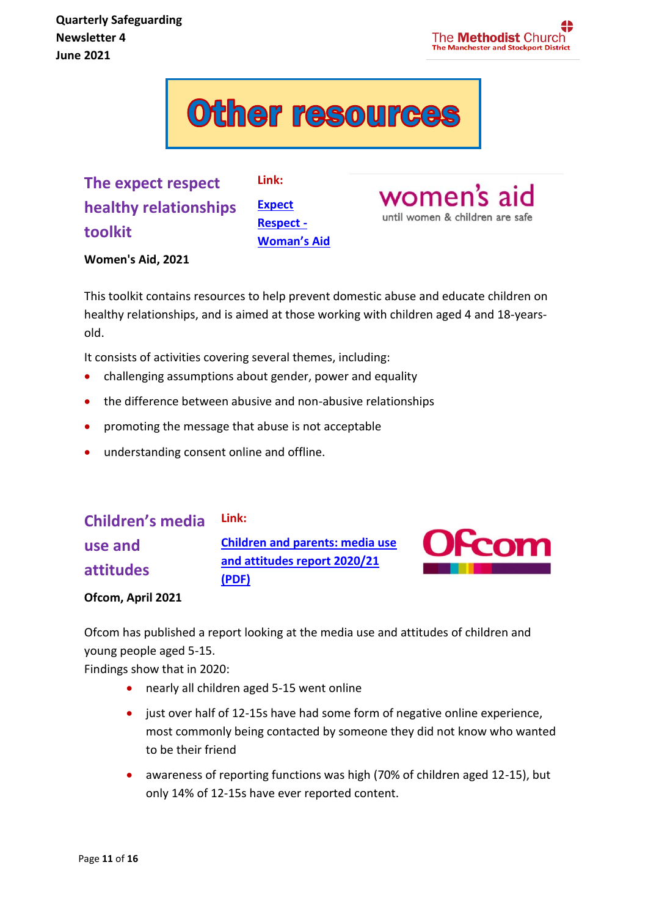# Other resources

## The expect respect healthy relationships toolkit

**Link:** [Expect Respect - Woman's Aid]

**Women's Aid, 2021**

This toolkit contains resources to help prevent domestic abuse and educate children on healthy relationships, and is aimed at those working with children aged 4 and 18-years-old.

It consists of activities covering several themes, including:

- challenging assumptions about gender, power and equality
- the difference between abusive and non-abusive relationships
- promoting the message that abuse is not acceptable
- understanding consent online and offline.

## Children's media use and attitudes

**Link:** [Children and parents: media use and attitudes report 2020/21 (PDF)]

**Ofcom, April 2021**

Ofcom has published a report looking at the media use and attitudes of children and young people aged 5-15.
Findings show that in 2020:

- nearly all children aged 5-15 went online
- just over half of 12-15s have had some form of negative online experience, most commonly being contacted by someone they did not know who wanted to be their friend
- awareness of reporting functions was high (70% of children aged 12-15), but only 14% of 12-15s have ever reported content.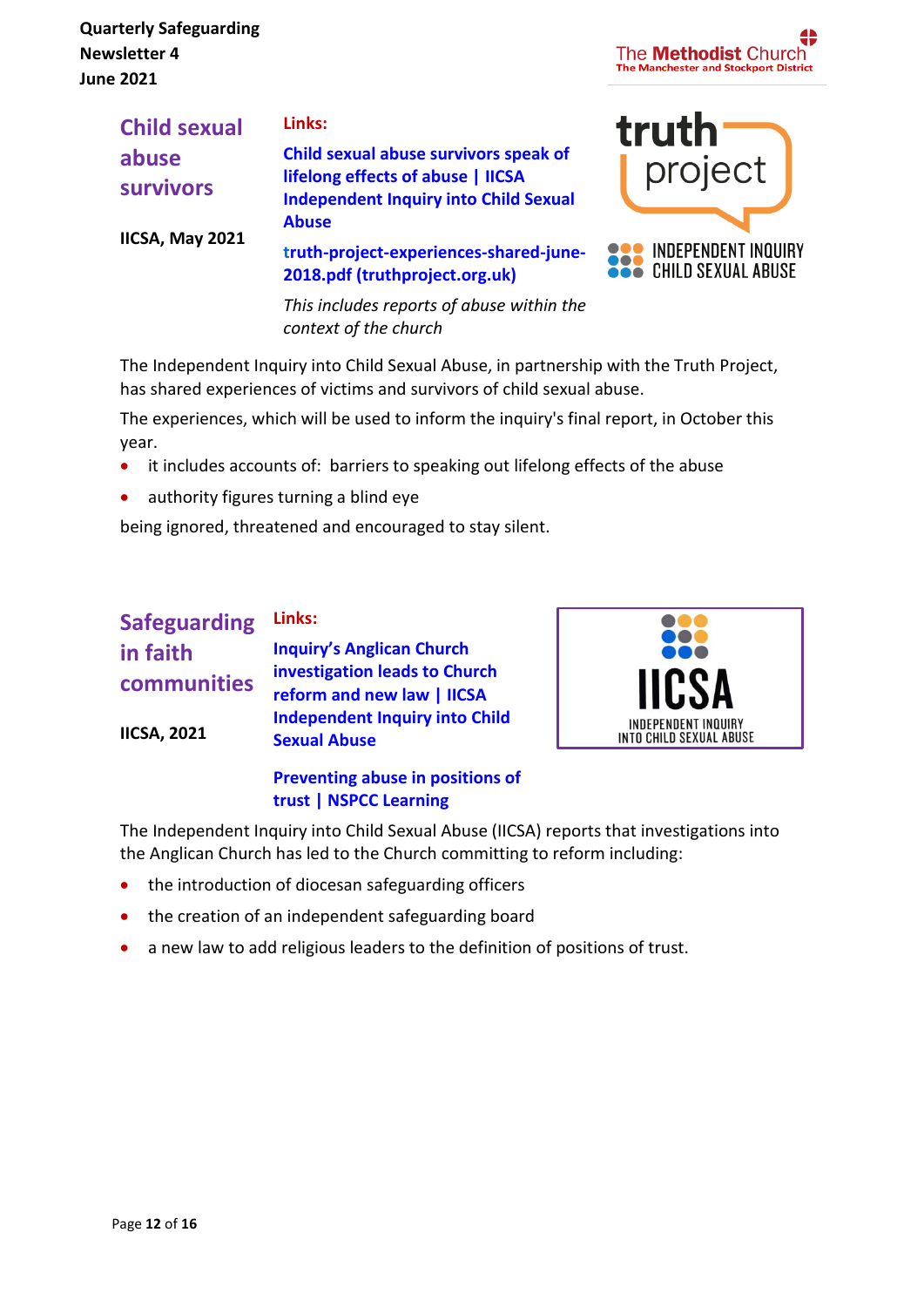Quarterly Safeguarding Newsletter 4
June 2021

The Methodist Church
The Manchester and Stockport District

## Child sexual abuse survivors

**IICSA, May 2021**

**Links:**

**Child sexual abuse survivors speak of lifelong effects of abuse | IICSA Independent Inquiry into Child Sexual Abuse**

**truth-project-experiences-shared-june-2018.pdf (truthproject.org.uk)**

*This includes reports of abuse within the context of the church*

truth project
INDEPENDENT INQUIRY CHILD SEXUAL ABUSE

The Independent Inquiry into Child Sexual Abuse, in partnership with the Truth Project, has shared experiences of victims and survivors of child sexual abuse.

The experiences, which will be used to inform the inquiry's final report, in October this year.

- it includes accounts of: barriers to speaking out lifelong effects of the abuse
- authority figures turning a blind eye

being ignored, threatened and encouraged to stay silent.

## Safeguarding in faith communities

**IICSA, 2021**

**Links:**

**Inquiry's Anglican Church investigation leads to Church reform and new law | IICSA Independent Inquiry into Child Sexual Abuse**

**Preventing abuse in positions of trust | NSPCC Learning**

IICSA
INDEPENDENT INQUIRY INTO CHILD SEXUAL ABUSE

The Independent Inquiry into Child Sexual Abuse (IICSA) reports that investigations into the Anglican Church has led to the Church committing to reform including:

- the introduction of diocesan safeguarding officers
- the creation of an independent safeguarding board
- a new law to add religious leaders to the definition of positions of trust.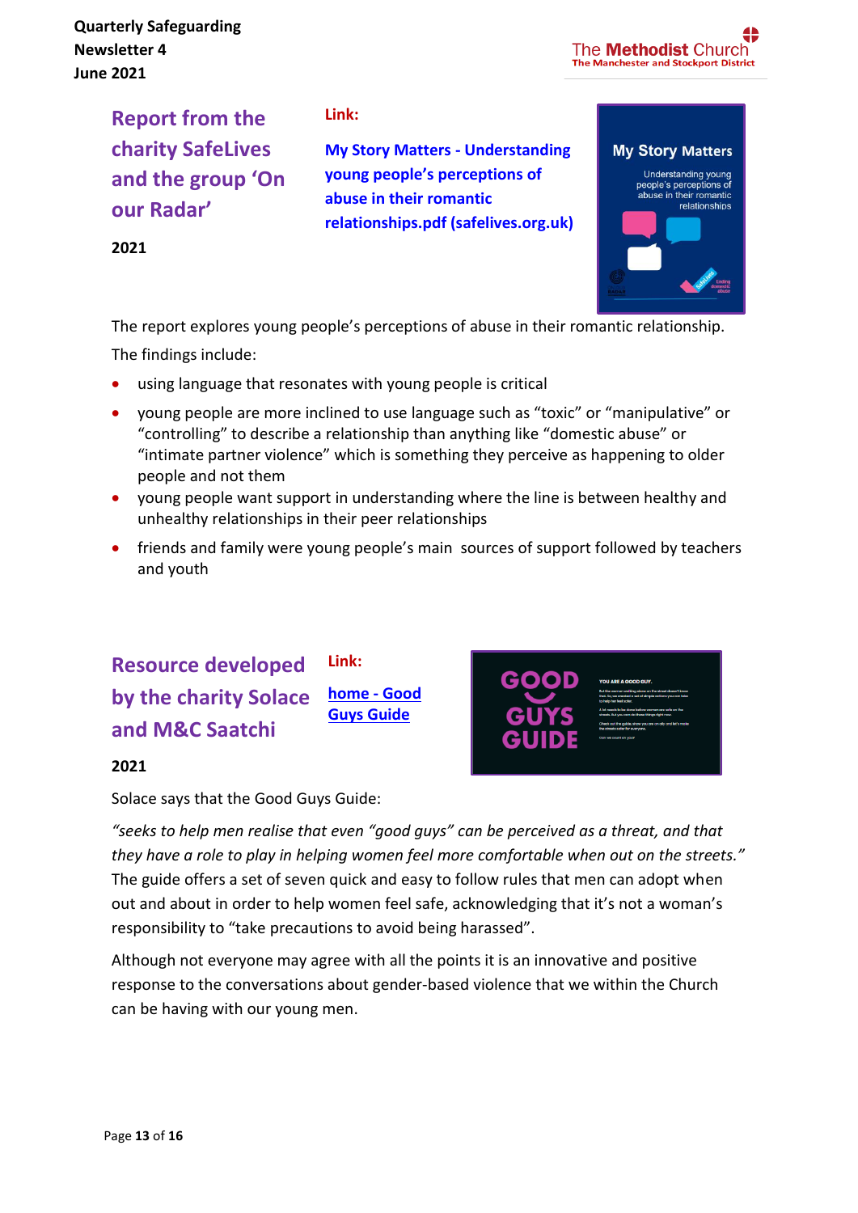## Report from the charity SafeLives and the group 'On our Radar'

**2021**

**Link:**

**My Story Matters - Understanding young people's perceptions of abuse in their romantic relationships.pdf (safelives.org.uk)**

The report explores young people's perceptions of abuse in their romantic relationship.

The findings include:

- using language that resonates with young people is critical
- young people are more inclined to use language such as "toxic" or "manipulative" or "controlling" to describe a relationship than anything like "domestic abuse" or "intimate partner violence" which is something they perceive as happening to older people and not them
- young people want support in understanding where the line is between healthy and unhealthy relationships in their peer relationships
- friends and family were young people's main sources of support followed by teachers and youth

## Resource developed by the charity Solace and M&C Saatchi

**2021**

**Link:**

home - Good Guys Guide

Solace says that the Good Guys Guide:

*"seeks to help men realise that even "good guys" can be perceived as a threat, and that they have a role to play in helping women feel more comfortable when out on the streets."* The guide offers a set of seven quick and easy to follow rules that men can adopt when out and about in order to help women feel safe, acknowledging that it's not a woman's responsibility to "take precautions to avoid being harassed".

Although not everyone may agree with all the points it is an innovative and positive response to the conversations about gender-based violence that we within the Church can be having with our young men.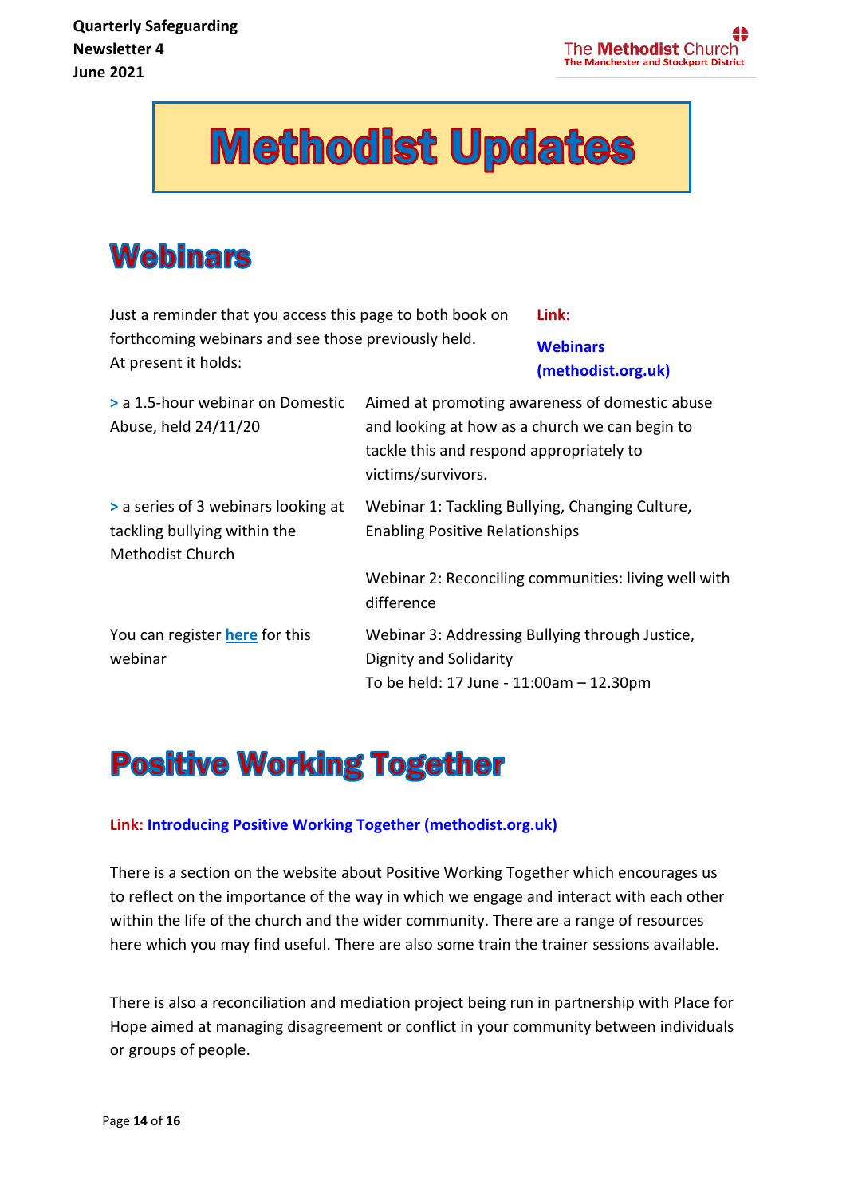# Methodist Updates

## Webinars

Just a reminder that you access this page to both book on forthcoming webinars and see those previously held. At present it holds:

**Link:** **Webinars (methodist.org.uk)**

| | |
|---|---|
| > a 1.5-hour webinar on Domestic Abuse, held 24/11/20 | Aimed at promoting awareness of domestic abuse and looking at how as a church we can begin to tackle this and respond appropriately to victims/survivors. |
| > a series of 3 webinars looking at tackling bullying within the Methodist Church | Webinar 1: Tackling Bullying, Changing Culture, Enabling Positive Relationships |
| | Webinar 2: Reconciling communities: living well with difference |
| You can register **here** for this webinar | Webinar 3: Addressing Bullying through Justice, Dignity and Solidarity<br>To be held: 17 June - 11:00am – 12.30pm |

## Positive Working Together

**Link: Introducing Positive Working Together (methodist.org.uk)**

There is a section on the website about Positive Working Together which encourages us to reflect on the importance of the way in which we engage and interact with each other within the life of the church and the wider community. There are a range of resources here which you may find useful. There are also some train the trainer sessions available.

There is also a reconciliation and mediation project being run in partnership with Place for Hope aimed at managing disagreement or conflict in your community between individuals or groups of people.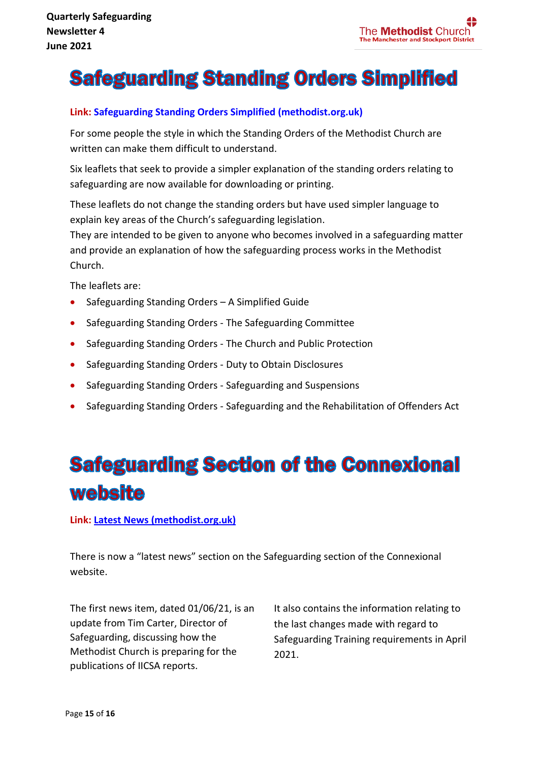# Safeguarding Standing Orders Simplified

**Link: Safeguarding Standing Orders Simplified (methodist.org.uk)**

For some people the style in which the Standing Orders of the Methodist Church are written can make them difficult to understand.

Six leaflets that seek to provide a simpler explanation of the standing orders relating to safeguarding are now available for downloading or printing.

These leaflets do not change the standing orders but have used simpler language to explain key areas of the Church's safeguarding legislation.
They are intended to be given to anyone who becomes involved in a safeguarding matter and provide an explanation of how the safeguarding process works in the Methodist Church.

The leaflets are:

- Safeguarding Standing Orders – A Simplified Guide
- Safeguarding Standing Orders - The Safeguarding Committee
- Safeguarding Standing Orders - The Church and Public Protection
- Safeguarding Standing Orders - Duty to Obtain Disclosures
- Safeguarding Standing Orders - Safeguarding and Suspensions
- Safeguarding Standing Orders - Safeguarding and the Rehabilitation of Offenders Act

# Safeguarding Section of the Connexional website

**Link: Latest News (methodist.org.uk)**

There is now a "latest news" section on the Safeguarding section of the Connexional website.

The first news item, dated 01/06/21, is an update from Tim Carter, Director of Safeguarding, discussing how the Methodist Church is preparing for the publications of IICSA reports.

It also contains the information relating to the last changes made with regard to Safeguarding Training requirements in April 2021.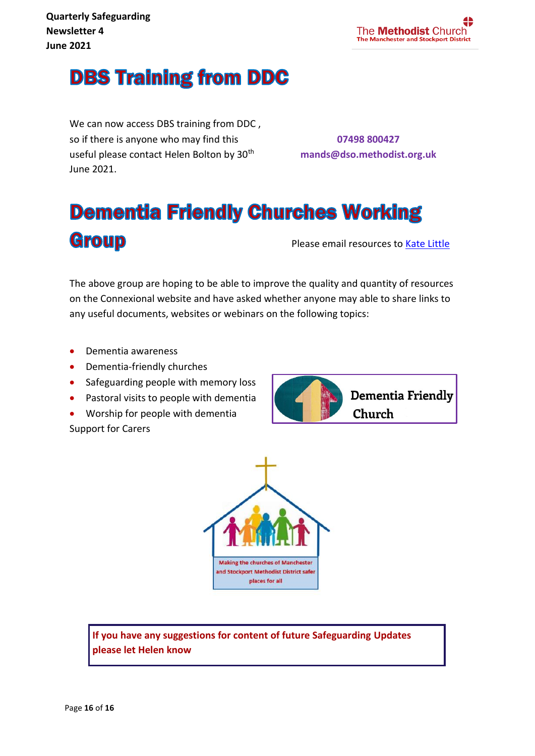## DBS Training from DDC

We can now access DBS training from DDC , so if there is anyone who may find this useful please contact Helen Bolton by 30th June 2021.

**07498 800427**
**mands@dso.methodist.org.uk**

## Dementia Friendly Churches Working Group

Please email resources to Kate Little

The above group are hoping to be able to improve the quality and quantity of resources on the Connexional website and have asked whether anyone may able to share links to any useful documents, websites or webinars on the following topics:

- Dementia awareness
- Dementia-friendly churches
- Safeguarding people with memory loss
- Pastoral visits to people with dementia
- Worship for people with dementia

Support for Carers

Dementia Friendly Church

Making the churches of Manchester and Stockport Methodist District safer places for all

**If you have any suggestions for content of future Safeguarding Updates please let Helen know**